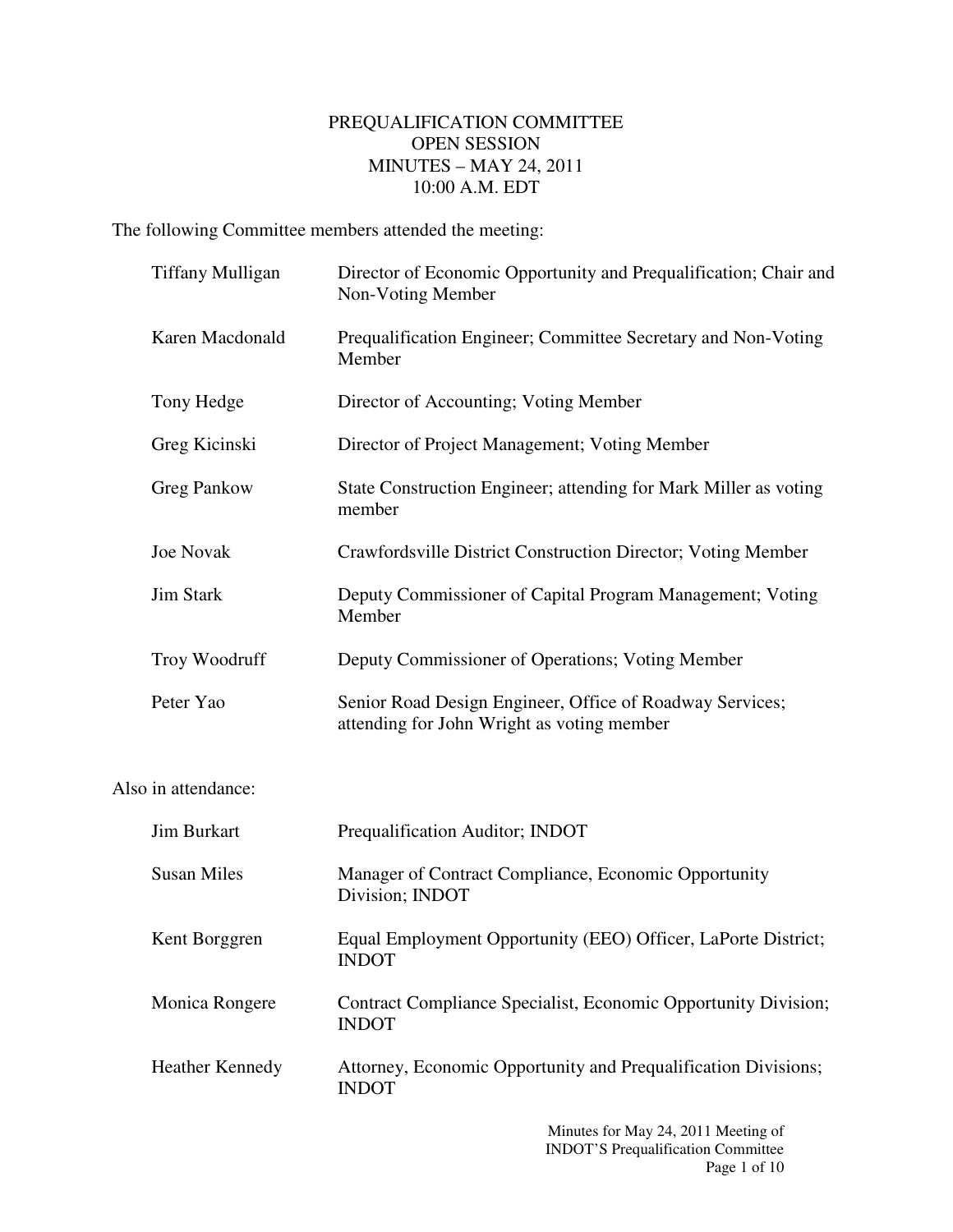# PREQUALIFICATION COMMITTEE
## OPEN SESSION
## MINUTES – MAY 24, 2011
## 10:00 A.M. EDT

The following Committee members attended the meeting:

| | |
|---|---|
| Tiffany Mulligan | Director of Economic Opportunity and Prequalification; Chair and Non-Voting Member |
| Karen Macdonald | Prequalification Engineer; Committee Secretary and Non-Voting Member |
| Tony Hedge | Director of Accounting; Voting Member |
| Greg Kicinski | Director of Project Management; Voting Member |
| Greg Pankow | State Construction Engineer; attending for Mark Miller as voting member |
| Joe Novak | Crawfordsville District Construction Director; Voting Member |
| Jim Stark | Deputy Commissioner of Capital Program Management; Voting Member |
| Troy Woodruff | Deputy Commissioner of Operations; Voting Member |
| Peter Yao | Senior Road Design Engineer, Office of Roadway Services; attending for John Wright as voting member |

Also in attendance:

| | |
|---|---|
| Jim Burkart | Prequalification Auditor; INDOT |
| Susan Miles | Manager of Contract Compliance, Economic Opportunity Division; INDOT |
| Kent Borggren | Equal Employment Opportunity (EEO) Officer, LaPorte District; INDOT |
| Monica Rongere | Contract Compliance Specialist, Economic Opportunity Division; INDOT |
| Heather Kennedy | Attorney, Economic Opportunity and Prequalification Divisions; INDOT |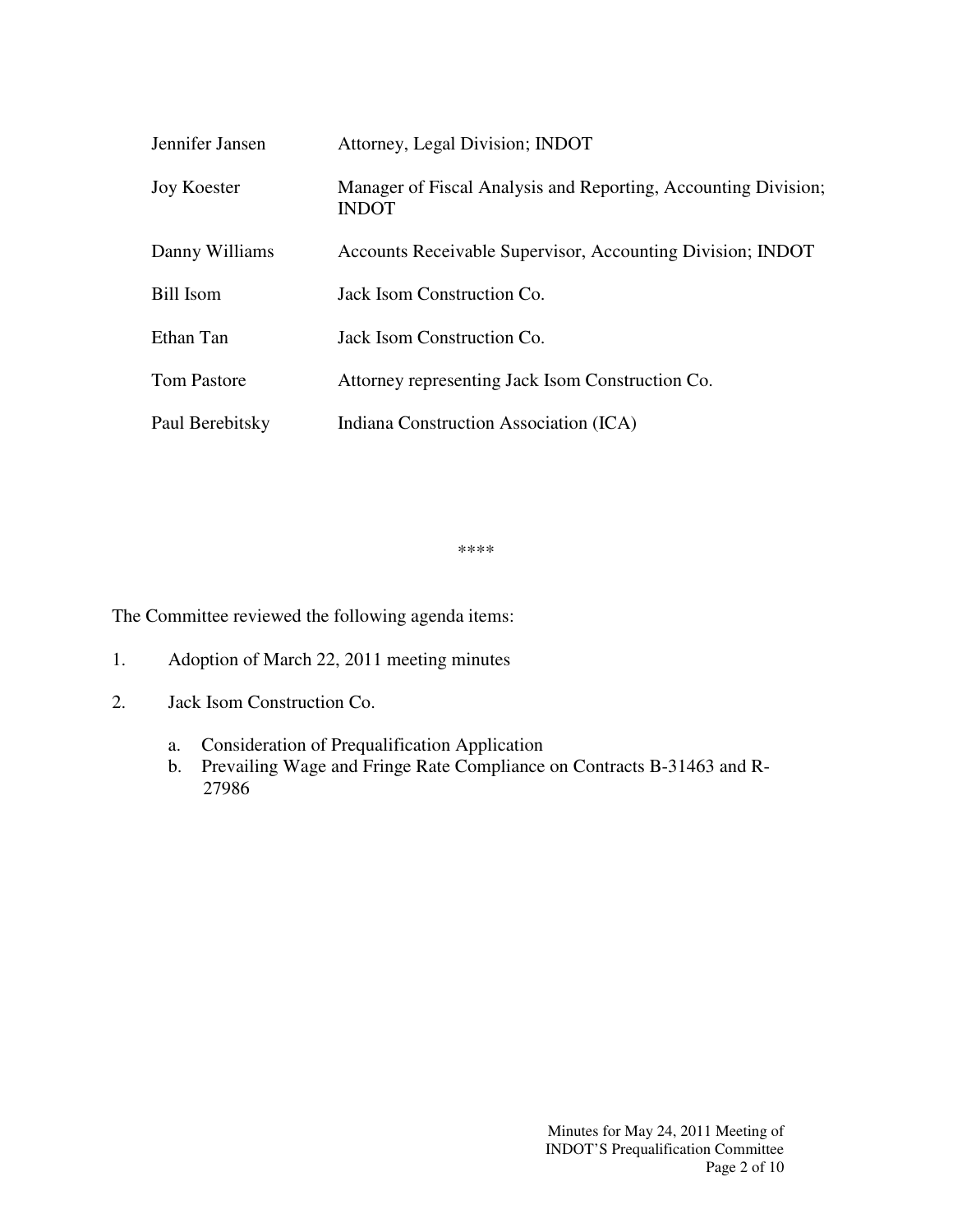| | |
|---|---|
| Jennifer Jansen | Attorney, Legal Division; INDOT |
| Joy Koester | Manager of Fiscal Analysis and Reporting, Accounting Division; INDOT |
| Danny Williams | Accounts Receivable Supervisor, Accounting Division; INDOT |
| Bill Isom | Jack Isom Construction Co. |
| Ethan Tan | Jack Isom Construction Co. |
| Tom Pastore | Attorney representing Jack Isom Construction Co. |
| Paul Berebitsky | Indiana Construction Association (ICA) |

****

The Committee reviewed the following agenda items:

1. Adoption of March 22, 2011 meeting minutes

2. Jack Isom Construction Co.

    a. Consideration of Prequalification Application
    b. Prevailing Wage and Fringe Rate Compliance on Contracts B-31463 and R-27986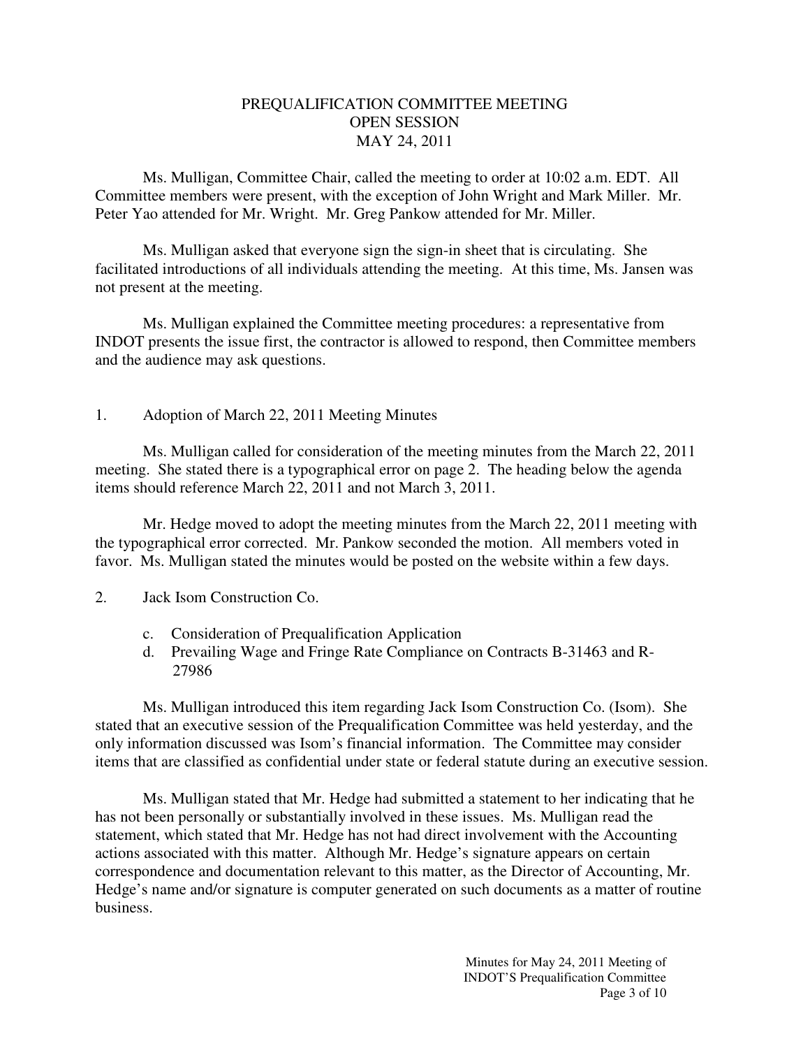# PREQUALIFICATION COMMITTEE MEETING
## OPEN SESSION
## MAY 24, 2011

Ms. Mulligan, Committee Chair, called the meeting to order at 10:02 a.m. EDT. All Committee members were present, with the exception of John Wright and Mark Miller. Mr. Peter Yao attended for Mr. Wright. Mr. Greg Pankow attended for Mr. Miller.

Ms. Mulligan asked that everyone sign the sign-in sheet that is circulating. She facilitated introductions of all individuals attending the meeting. At this time, Ms. Jansen was not present at the meeting.

Ms. Mulligan explained the Committee meeting procedures: a representative from INDOT presents the issue first, the contractor is allowed to respond, then Committee members and the audience may ask questions.

1. Adoption of March 22, 2011 Meeting Minutes

Ms. Mulligan called for consideration of the meeting minutes from the March 22, 2011 meeting. She stated there is a typographical error on page 2. The heading below the agenda items should reference March 22, 2011 and not March 3, 2011.

Mr. Hedge moved to adopt the meeting minutes from the March 22, 2011 meeting with the typographical error corrected. Mr. Pankow seconded the motion. All members voted in favor. Ms. Mulligan stated the minutes would be posted on the website within a few days.

2. Jack Isom Construction Co.

   c. Consideration of Prequalification Application
   d. Prevailing Wage and Fringe Rate Compliance on Contracts B-31463 and R-27986

Ms. Mulligan introduced this item regarding Jack Isom Construction Co. (Isom). She stated that an executive session of the Prequalification Committee was held yesterday, and the only information discussed was Isom's financial information. The Committee may consider items that are classified as confidential under state or federal statute during an executive session.

Ms. Mulligan stated that Mr. Hedge had submitted a statement to her indicating that he has not been personally or substantially involved in these issues. Ms. Mulligan read the statement, which stated that Mr. Hedge has not had direct involvement with the Accounting actions associated with this matter. Although Mr. Hedge's signature appears on certain correspondence and documentation relevant to this matter, as the Director of Accounting, Mr. Hedge's name and/or signature is computer generated on such documents as a matter of routine business.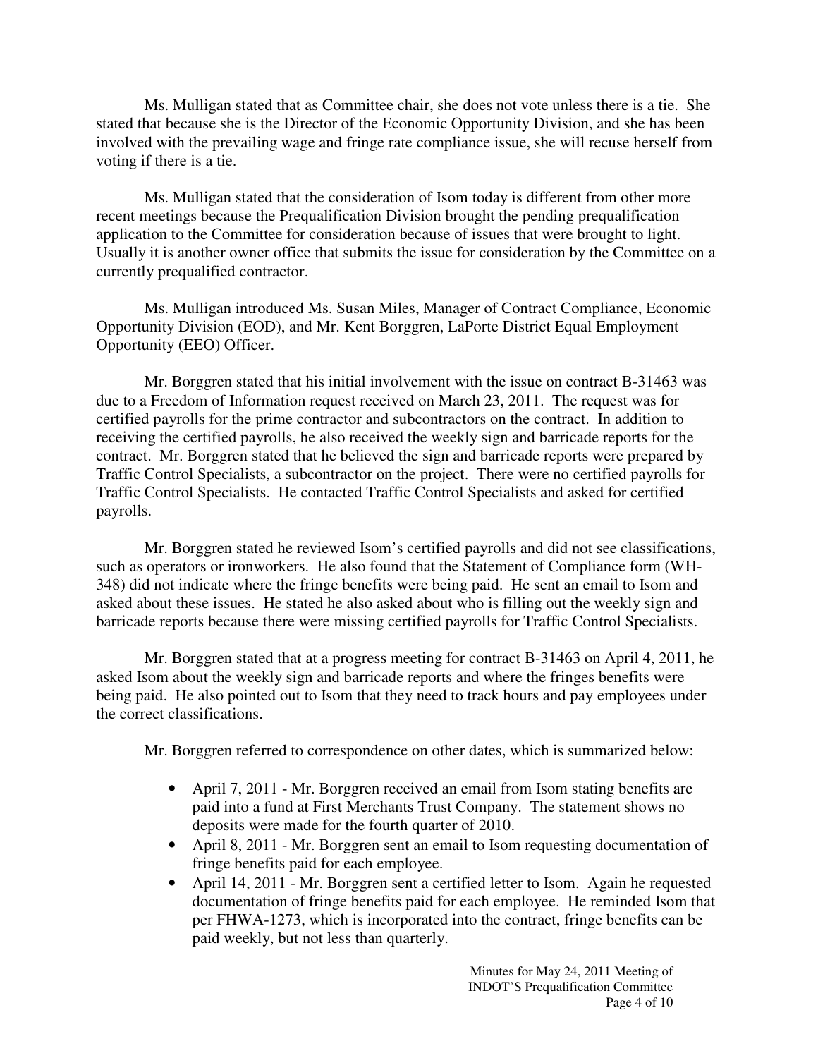Ms. Mulligan stated that as Committee chair, she does not vote unless there is a tie. She stated that because she is the Director of the Economic Opportunity Division, and she has been involved with the prevailing wage and fringe rate compliance issue, she will recuse herself from voting if there is a tie.

Ms. Mulligan stated that the consideration of Isom today is different from other more recent meetings because the Prequalification Division brought the pending prequalification application to the Committee for consideration because of issues that were brought to light. Usually it is another owner office that submits the issue for consideration by the Committee on a currently prequalified contractor.

Ms. Mulligan introduced Ms. Susan Miles, Manager of Contract Compliance, Economic Opportunity Division (EOD), and Mr. Kent Borggren, LaPorte District Equal Employment Opportunity (EEO) Officer.

Mr. Borggren stated that his initial involvement with the issue on contract B-31463 was due to a Freedom of Information request received on March 23, 2011. The request was for certified payrolls for the prime contractor and subcontractors on the contract. In addition to receiving the certified payrolls, he also received the weekly sign and barricade reports for the contract. Mr. Borggren stated that he believed the sign and barricade reports were prepared by Traffic Control Specialists, a subcontractor on the project. There were no certified payrolls for Traffic Control Specialists. He contacted Traffic Control Specialists and asked for certified payrolls.

Mr. Borggren stated he reviewed Isom's certified payrolls and did not see classifications, such as operators or ironworkers. He also found that the Statement of Compliance form (WH-348) did not indicate where the fringe benefits were being paid. He sent an email to Isom and asked about these issues. He stated he also asked about who is filling out the weekly sign and barricade reports because there were missing certified payrolls for Traffic Control Specialists.

Mr. Borggren stated that at a progress meeting for contract B-31463 on April 4, 2011, he asked Isom about the weekly sign and barricade reports and where the fringes benefits were being paid. He also pointed out to Isom that they need to track hours and pay employees under the correct classifications.

Mr. Borggren referred to correspondence on other dates, which is summarized below:

- April 7, 2011 - Mr. Borggren received an email from Isom stating benefits are paid into a fund at First Merchants Trust Company. The statement shows no deposits were made for the fourth quarter of 2010.
- April 8, 2011 - Mr. Borggren sent an email to Isom requesting documentation of fringe benefits paid for each employee.
- April 14, 2011 - Mr. Borggren sent a certified letter to Isom. Again he requested documentation of fringe benefits paid for each employee. He reminded Isom that per FHWA-1273, which is incorporated into the contract, fringe benefits can be paid weekly, but not less than quarterly.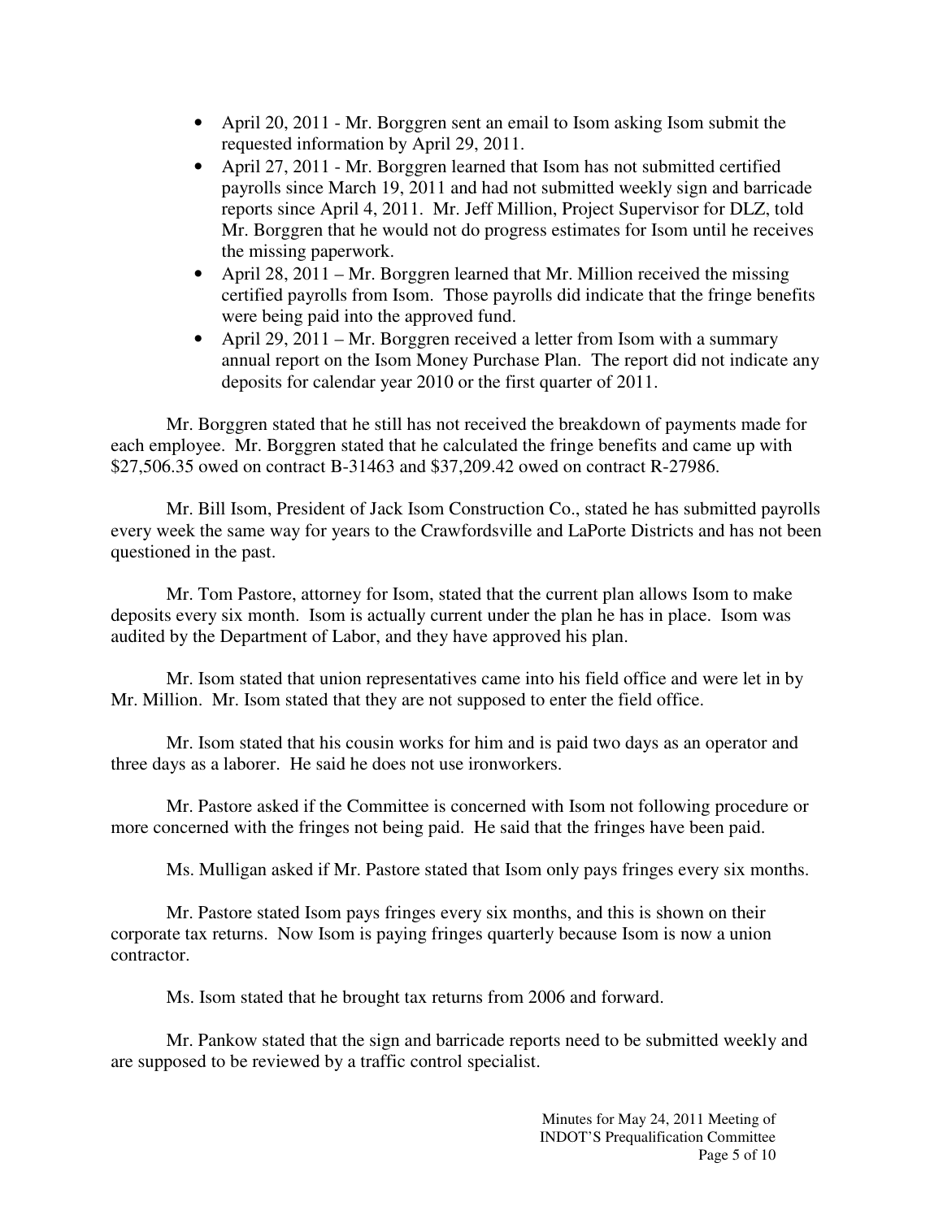- April 20, 2011 - Mr. Borggren sent an email to Isom asking Isom submit the requested information by April 29, 2011.
- April 27, 2011 - Mr. Borggren learned that Isom has not submitted certified payrolls since March 19, 2011 and had not submitted weekly sign and barricade reports since April 4, 2011. Mr. Jeff Million, Project Supervisor for DLZ, told Mr. Borggren that he would not do progress estimates for Isom until he receives the missing paperwork.
- April 28, 2011 – Mr. Borggren learned that Mr. Million received the missing certified payrolls from Isom. Those payrolls did indicate that the fringe benefits were being paid into the approved fund.
- April 29, 2011 – Mr. Borggren received a letter from Isom with a summary annual report on the Isom Money Purchase Plan. The report did not indicate any deposits for calendar year 2010 or the first quarter of 2011.

Mr. Borggren stated that he still has not received the breakdown of payments made for each employee. Mr. Borggren stated that he calculated the fringe benefits and came up with $27,506.35 owed on contract B-31463 and $37,209.42 owed on contract R-27986.

Mr. Bill Isom, President of Jack Isom Construction Co., stated he has submitted payrolls every week the same way for years to the Crawfordsville and LaPorte Districts and has not been questioned in the past.

Mr. Tom Pastore, attorney for Isom, stated that the current plan allows Isom to make deposits every six month. Isom is actually current under the plan he has in place. Isom was audited by the Department of Labor, and they have approved his plan.

Mr. Isom stated that union representatives came into his field office and were let in by Mr. Million. Mr. Isom stated that they are not supposed to enter the field office.

Mr. Isom stated that his cousin works for him and is paid two days as an operator and three days as a laborer. He said he does not use ironworkers.

Mr. Pastore asked if the Committee is concerned with Isom not following procedure or more concerned with the fringes not being paid. He said that the fringes have been paid.

Ms. Mulligan asked if Mr. Pastore stated that Isom only pays fringes every six months.

Mr. Pastore stated Isom pays fringes every six months, and this is shown on their corporate tax returns. Now Isom is paying fringes quarterly because Isom is now a union contractor.

Ms. Isom stated that he brought tax returns from 2006 and forward.

Mr. Pankow stated that the sign and barricade reports need to be submitted weekly and are supposed to be reviewed by a traffic control specialist.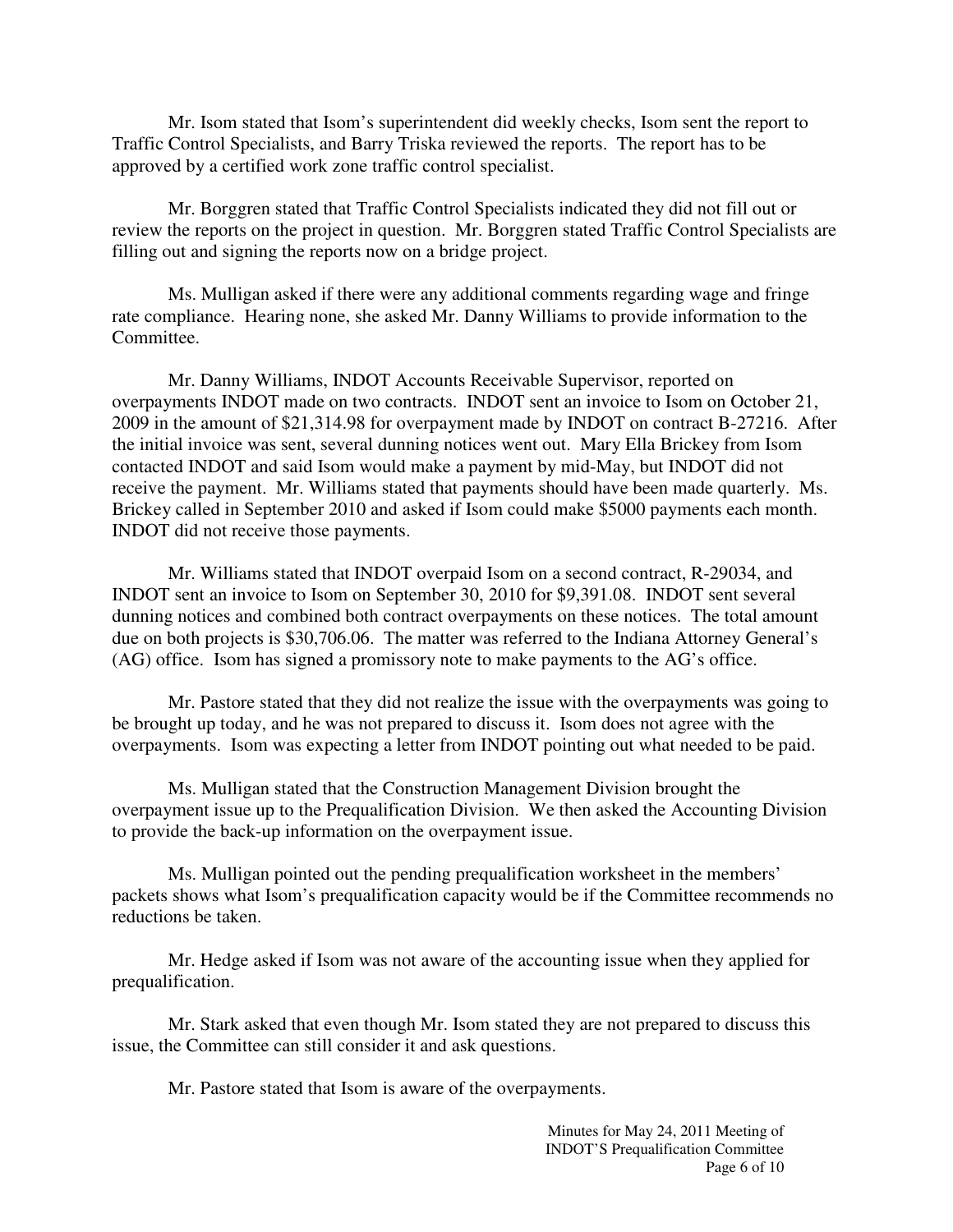Mr. Isom stated that Isom's superintendent did weekly checks, Isom sent the report to Traffic Control Specialists, and Barry Triska reviewed the reports. The report has to be approved by a certified work zone traffic control specialist.

Mr. Borggren stated that Traffic Control Specialists indicated they did not fill out or review the reports on the project in question. Mr. Borggren stated Traffic Control Specialists are filling out and signing the reports now on a bridge project.

Ms. Mulligan asked if there were any additional comments regarding wage and fringe rate compliance. Hearing none, she asked Mr. Danny Williams to provide information to the Committee.

Mr. Danny Williams, INDOT Accounts Receivable Supervisor, reported on overpayments INDOT made on two contracts. INDOT sent an invoice to Isom on October 21, 2009 in the amount of $21,314.98 for overpayment made by INDOT on contract B-27216. After the initial invoice was sent, several dunning notices went out. Mary Ella Brickey from Isom contacted INDOT and said Isom would make a payment by mid-May, but INDOT did not receive the payment. Mr. Williams stated that payments should have been made quarterly. Ms. Brickey called in September 2010 and asked if Isom could make $5000 payments each month. INDOT did not receive those payments.

Mr. Williams stated that INDOT overpaid Isom on a second contract, R-29034, and INDOT sent an invoice to Isom on September 30, 2010 for $9,391.08. INDOT sent several dunning notices and combined both contract overpayments on these notices. The total amount due on both projects is $30,706.06. The matter was referred to the Indiana Attorney General's (AG) office. Isom has signed a promissory note to make payments to the AG's office.

Mr. Pastore stated that they did not realize the issue with the overpayments was going to be brought up today, and he was not prepared to discuss it. Isom does not agree with the overpayments. Isom was expecting a letter from INDOT pointing out what needed to be paid.

Ms. Mulligan stated that the Construction Management Division brought the overpayment issue up to the Prequalification Division. We then asked the Accounting Division to provide the back-up information on the overpayment issue.

Ms. Mulligan pointed out the pending prequalification worksheet in the members' packets shows what Isom's prequalification capacity would be if the Committee recommends no reductions be taken.

Mr. Hedge asked if Isom was not aware of the accounting issue when they applied for prequalification.

Mr. Stark asked that even though Mr. Isom stated they are not prepared to discuss this issue, the Committee can still consider it and ask questions.

Mr. Pastore stated that Isom is aware of the overpayments.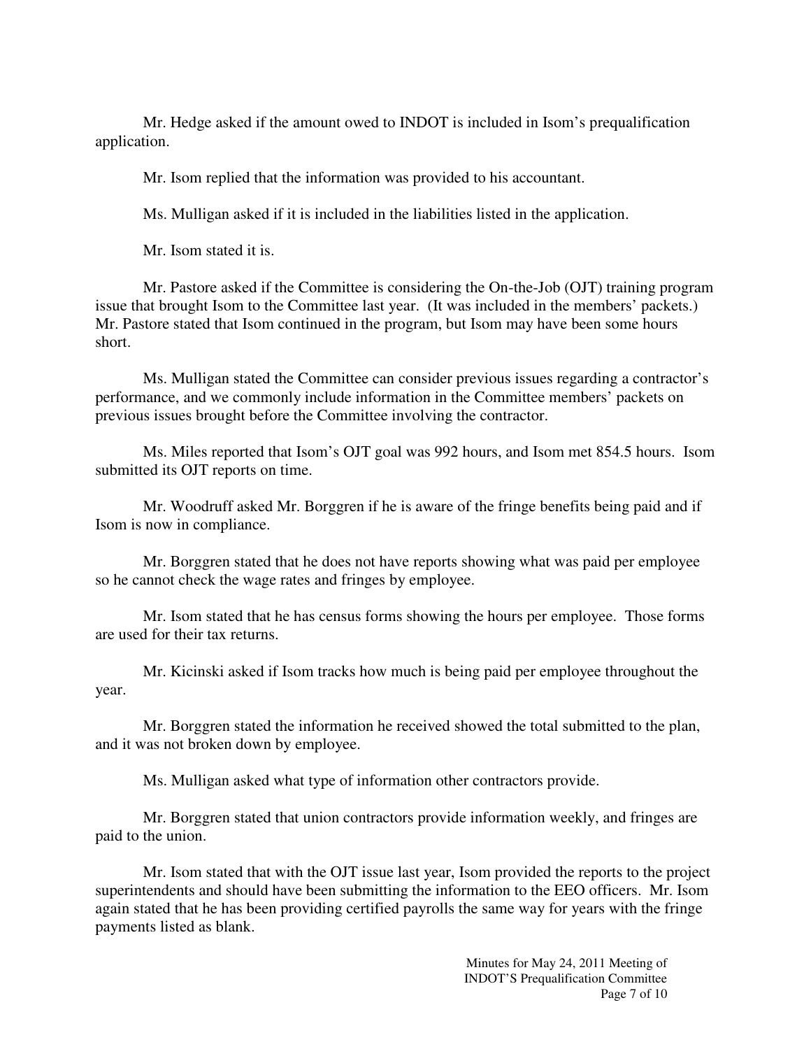Mr. Hedge asked if the amount owed to INDOT is included in Isom's prequalification application.

Mr. Isom replied that the information was provided to his accountant.

Ms. Mulligan asked if it is included in the liabilities listed in the application.

Mr. Isom stated it is.

Mr. Pastore asked if the Committee is considering the On-the-Job (OJT) training program issue that brought Isom to the Committee last year. (It was included in the members' packets.) Mr. Pastore stated that Isom continued in the program, but Isom may have been some hours short.

Ms. Mulligan stated the Committee can consider previous issues regarding a contractor's performance, and we commonly include information in the Committee members' packets on previous issues brought before the Committee involving the contractor.

Ms. Miles reported that Isom's OJT goal was 992 hours, and Isom met 854.5 hours. Isom submitted its OJT reports on time.

Mr. Woodruff asked Mr. Borggren if he is aware of the fringe benefits being paid and if Isom is now in compliance.

Mr. Borggren stated that he does not have reports showing what was paid per employee so he cannot check the wage rates and fringes by employee.

Mr. Isom stated that he has census forms showing the hours per employee. Those forms are used for their tax returns.

Mr. Kicinski asked if Isom tracks how much is being paid per employee throughout the year.

Mr. Borggren stated the information he received showed the total submitted to the plan, and it was not broken down by employee.

Ms. Mulligan asked what type of information other contractors provide.

Mr. Borggren stated that union contractors provide information weekly, and fringes are paid to the union.

Mr. Isom stated that with the OJT issue last year, Isom provided the reports to the project superintendents and should have been submitting the information to the EEO officers. Mr. Isom again stated that he has been providing certified payrolls the same way for years with the fringe payments listed as blank.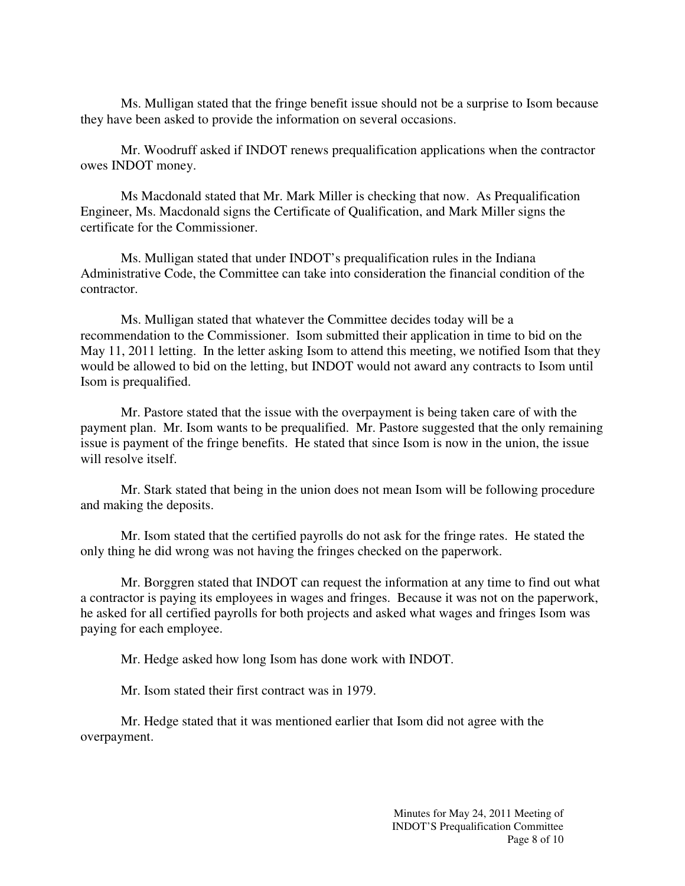Ms. Mulligan stated that the fringe benefit issue should not be a surprise to Isom because they have been asked to provide the information on several occasions.

Mr. Woodruff asked if INDOT renews prequalification applications when the contractor owes INDOT money.

Ms Macdonald stated that Mr. Mark Miller is checking that now. As Prequalification Engineer, Ms. Macdonald signs the Certificate of Qualification, and Mark Miller signs the certificate for the Commissioner.

Ms. Mulligan stated that under INDOT's prequalification rules in the Indiana Administrative Code, the Committee can take into consideration the financial condition of the contractor.

Ms. Mulligan stated that whatever the Committee decides today will be a recommendation to the Commissioner. Isom submitted their application in time to bid on the May 11, 2011 letting. In the letter asking Isom to attend this meeting, we notified Isom that they would be allowed to bid on the letting, but INDOT would not award any contracts to Isom until Isom is prequalified.

Mr. Pastore stated that the issue with the overpayment is being taken care of with the payment plan. Mr. Isom wants to be prequalified. Mr. Pastore suggested that the only remaining issue is payment of the fringe benefits. He stated that since Isom is now in the union, the issue will resolve itself.

Mr. Stark stated that being in the union does not mean Isom will be following procedure and making the deposits.

Mr. Isom stated that the certified payrolls do not ask for the fringe rates. He stated the only thing he did wrong was not having the fringes checked on the paperwork.

Mr. Borggren stated that INDOT can request the information at any time to find out what a contractor is paying its employees in wages and fringes. Because it was not on the paperwork, he asked for all certified payrolls for both projects and asked what wages and fringes Isom was paying for each employee.

Mr. Hedge asked how long Isom has done work with INDOT.

Mr. Isom stated their first contract was in 1979.

Mr. Hedge stated that it was mentioned earlier that Isom did not agree with the overpayment.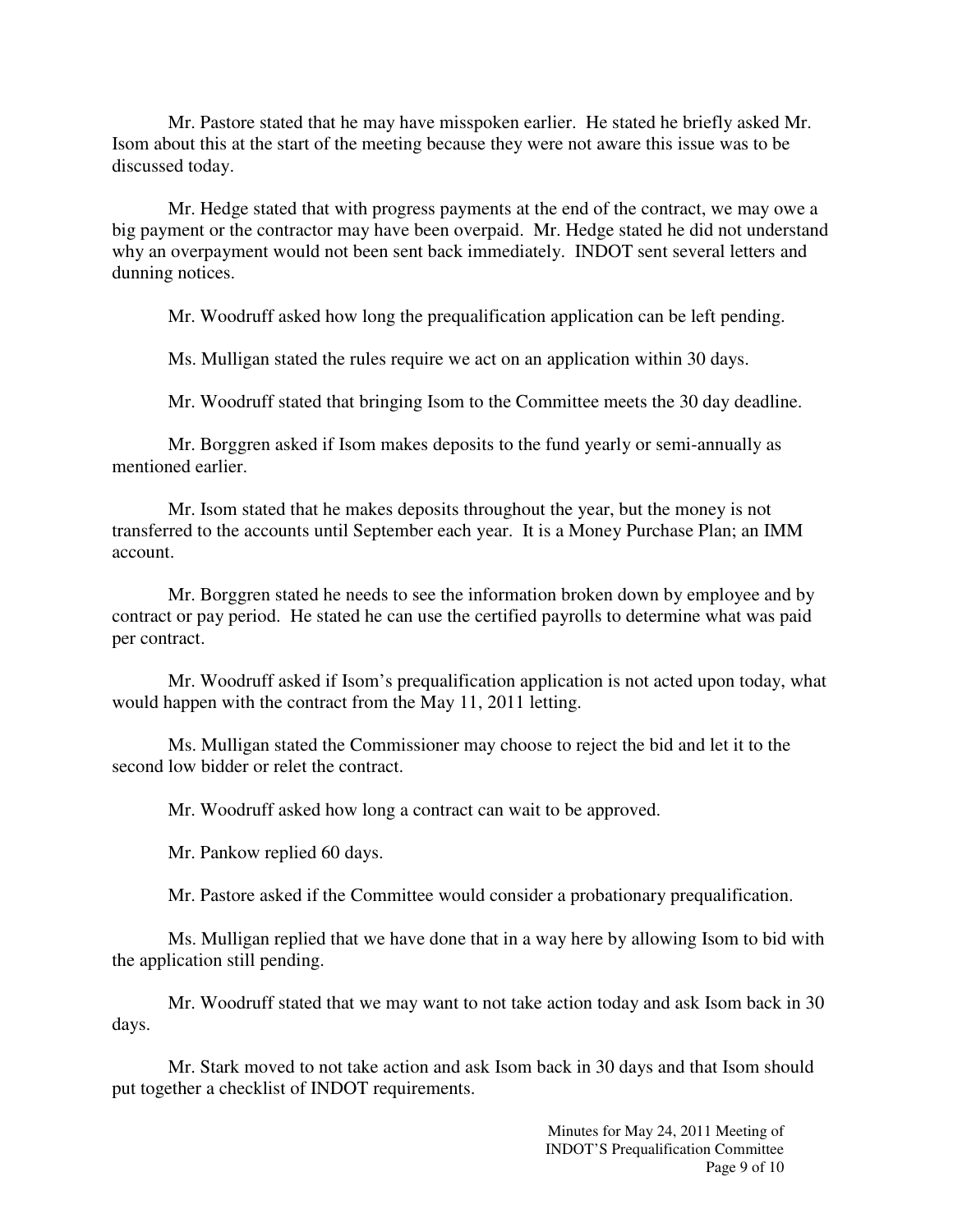Mr. Pastore stated that he may have misspoken earlier. He stated he briefly asked Mr. Isom about this at the start of the meeting because they were not aware this issue was to be discussed today.

Mr. Hedge stated that with progress payments at the end of the contract, we may owe a big payment or the contractor may have been overpaid. Mr. Hedge stated he did not understand why an overpayment would not been sent back immediately. INDOT sent several letters and dunning notices.

Mr. Woodruff asked how long the prequalification application can be left pending.

Ms. Mulligan stated the rules require we act on an application within 30 days.

Mr. Woodruff stated that bringing Isom to the Committee meets the 30 day deadline.

Mr. Borggren asked if Isom makes deposits to the fund yearly or semi-annually as mentioned earlier.

Mr. Isom stated that he makes deposits throughout the year, but the money is not transferred to the accounts until September each year. It is a Money Purchase Plan; an IMM account.

Mr. Borggren stated he needs to see the information broken down by employee and by contract or pay period. He stated he can use the certified payrolls to determine what was paid per contract.

Mr. Woodruff asked if Isom's prequalification application is not acted upon today, what would happen with the contract from the May 11, 2011 letting.

Ms. Mulligan stated the Commissioner may choose to reject the bid and let it to the second low bidder or relet the contract.

Mr. Woodruff asked how long a contract can wait to be approved.

Mr. Pankow replied 60 days.

Mr. Pastore asked if the Committee would consider a probationary prequalification.

Ms. Mulligan replied that we have done that in a way here by allowing Isom to bid with the application still pending.

Mr. Woodruff stated that we may want to not take action today and ask Isom back in 30 days.

Mr. Stark moved to not take action and ask Isom back in 30 days and that Isom should put together a checklist of INDOT requirements.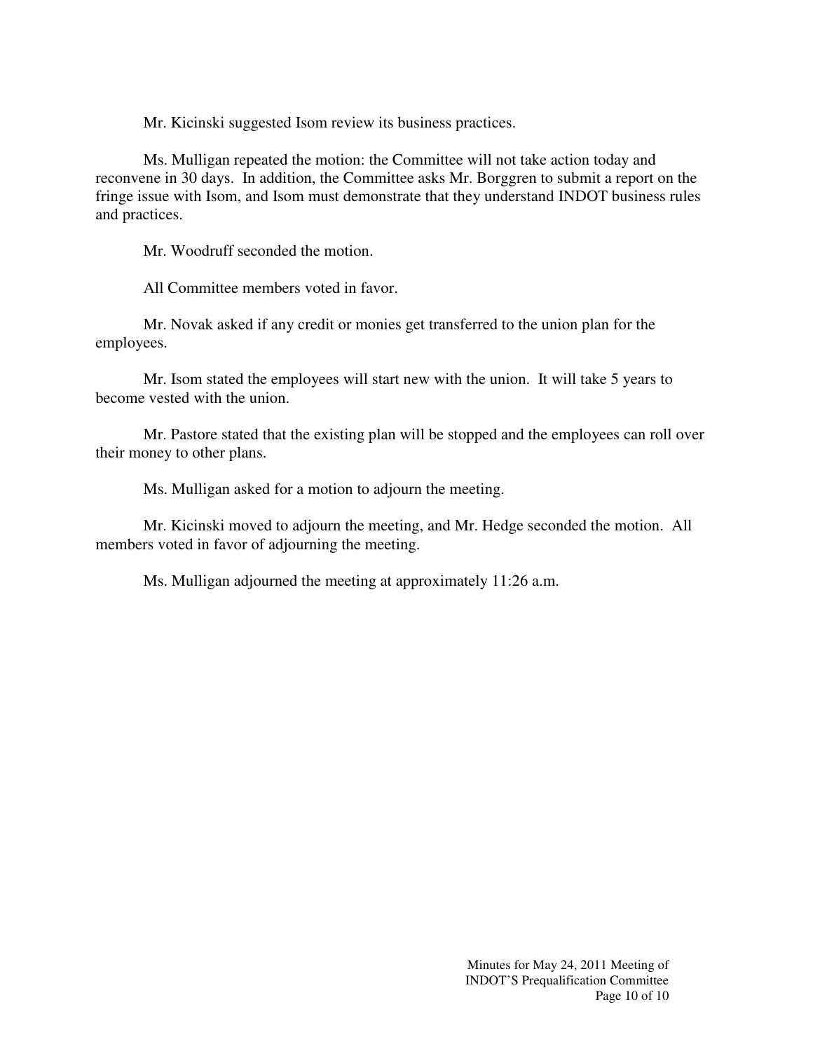Mr. Kicinski suggested Isom review its business practices.

Ms. Mulligan repeated the motion: the Committee will not take action today and reconvene in 30 days. In addition, the Committee asks Mr. Borggren to submit a report on the fringe issue with Isom, and Isom must demonstrate that they understand INDOT business rules and practices.

Mr. Woodruff seconded the motion.

All Committee members voted in favor.

Mr. Novak asked if any credit or monies get transferred to the union plan for the employees.

Mr. Isom stated the employees will start new with the union. It will take 5 years to become vested with the union.

Mr. Pastore stated that the existing plan will be stopped and the employees can roll over their money to other plans.

Ms. Mulligan asked for a motion to adjourn the meeting.

Mr. Kicinski moved to adjourn the meeting, and Mr. Hedge seconded the motion. All members voted in favor of adjourning the meeting.

Ms. Mulligan adjourned the meeting at approximately 11:26 a.m.